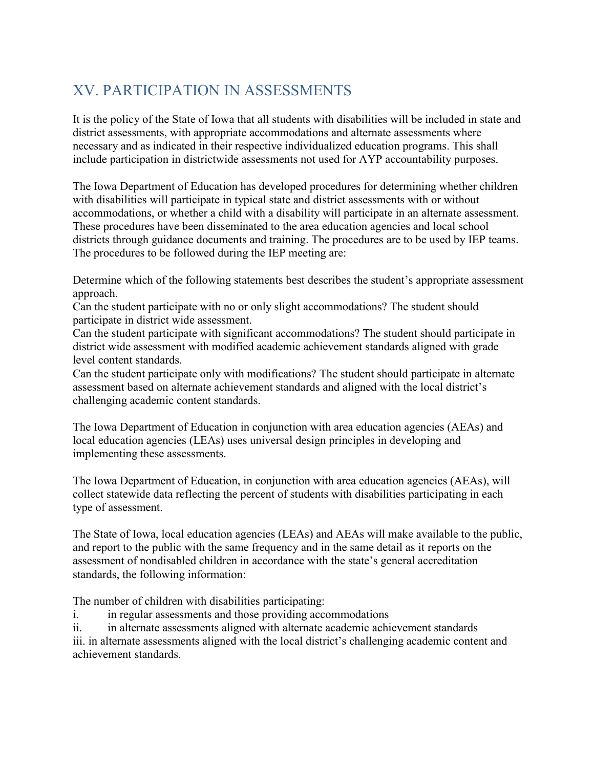# XV. PARTICIPATION IN ASSESSMENTS

It is the policy of the State of Iowa that all students with disabilities will be included in state and district assessments, with appropriate accommodations and alternate assessments where necessary and as indicated in their respective individualized education programs. This shall include participation in districtwide assessments not used for AYP accountability purposes.

The Iowa Department of Education has developed procedures for determining whether children with disabilities will participate in typical state and district assessments with or without accommodations, or whether a child with a disability will participate in an alternate assessment. These procedures have been disseminated to the area education agencies and local school districts through guidance documents and training. The procedures are to be used by IEP teams. The procedures to be followed during the IEP meeting are:

Determine which of the following statements best describes the student's appropriate assessment approach.
Can the student participate with no or only slight accommodations? The student should participate in district wide assessment.
Can the student participate with significant accommodations? The student should participate in district wide assessment with modified academic achievement standards aligned with grade level content standards.
Can the student participate only with modifications? The student should participate in alternate assessment based on alternate achievement standards and aligned with the local district's challenging academic content standards.

The Iowa Department of Education in conjunction with area education agencies (AEAs) and local education agencies (LEAs) uses universal design principles in developing and implementing these assessments.

The Iowa Department of Education, in conjunction with area education agencies (AEAs), will collect statewide data reflecting the percent of students with disabilities participating in each type of assessment.

The State of Iowa, local education agencies (LEAs) and AEAs will make available to the public, and report to the public with the same frequency and in the same detail as it reports on the assessment of nondisabled children in accordance with the state's general accreditation standards, the following information:

The number of children with disabilities participating:

i. in regular assessments and those providing accommodations
ii. in alternate assessments aligned with alternate academic achievement standards
iii. in alternate assessments aligned with the local district's challenging academic content and achievement standards.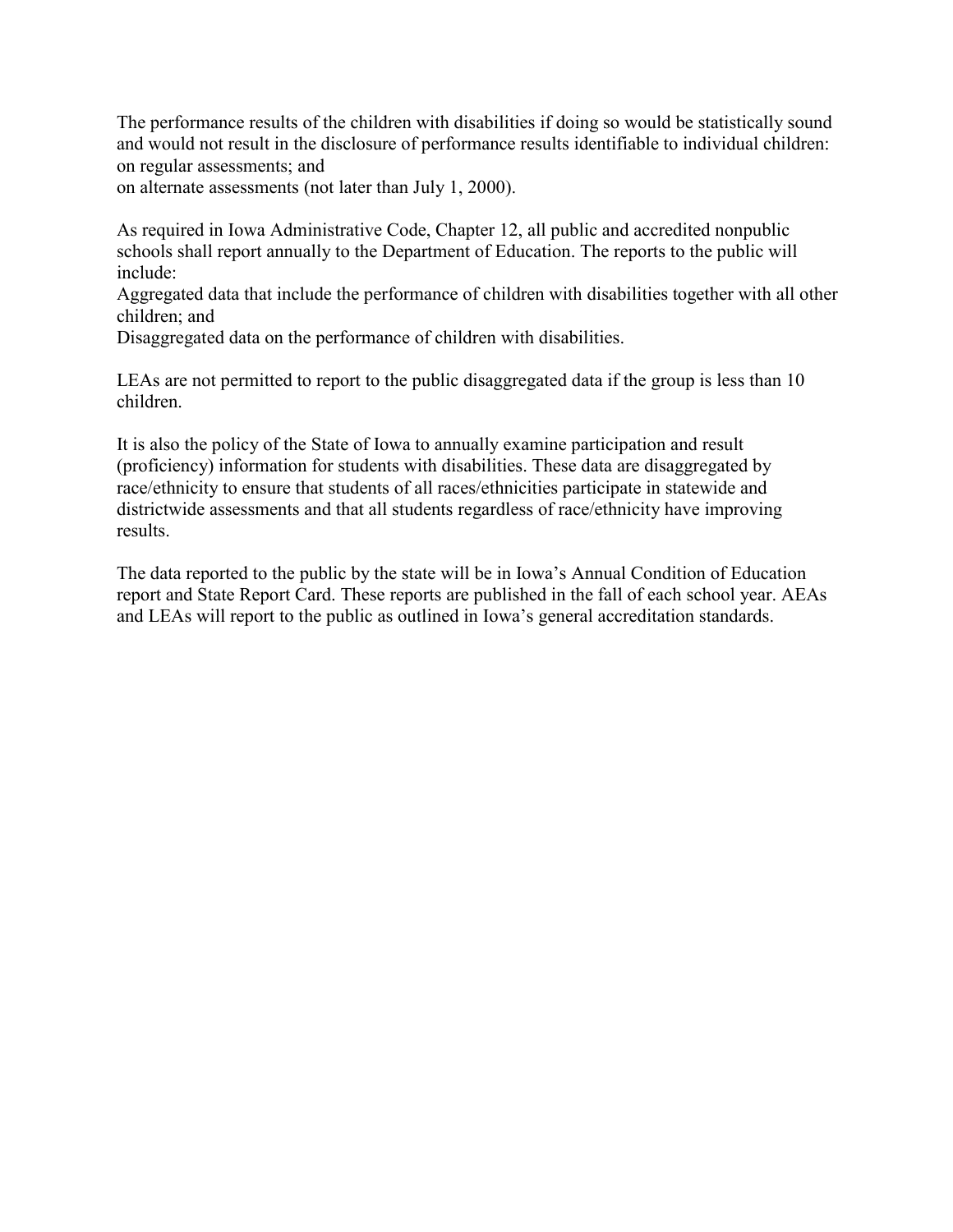The performance results of the children with disabilities if doing so would be statistically sound and would not result in the disclosure of performance results identifiable to individual children:
on regular assessments; and
on alternate assessments (not later than July 1, 2000).

As required in Iowa Administrative Code, Chapter 12, all public and accredited nonpublic schools shall report annually to the Department of Education. The reports to the public will include:
Aggregated data that include the performance of children with disabilities together with all other children; and
Disaggregated data on the performance of children with disabilities.

LEAs are not permitted to report to the public disaggregated data if the group is less than 10 children.

It is also the policy of the State of Iowa to annually examine participation and result (proficiency) information for students with disabilities. These data are disaggregated by race/ethnicity to ensure that students of all races/ethnicities participate in statewide and districtwide assessments and that all students regardless of race/ethnicity have improving results.

The data reported to the public by the state will be in Iowa's Annual Condition of Education report and State Report Card. These reports are published in the fall of each school year. AEAs and LEAs will report to the public as outlined in Iowa's general accreditation standards.